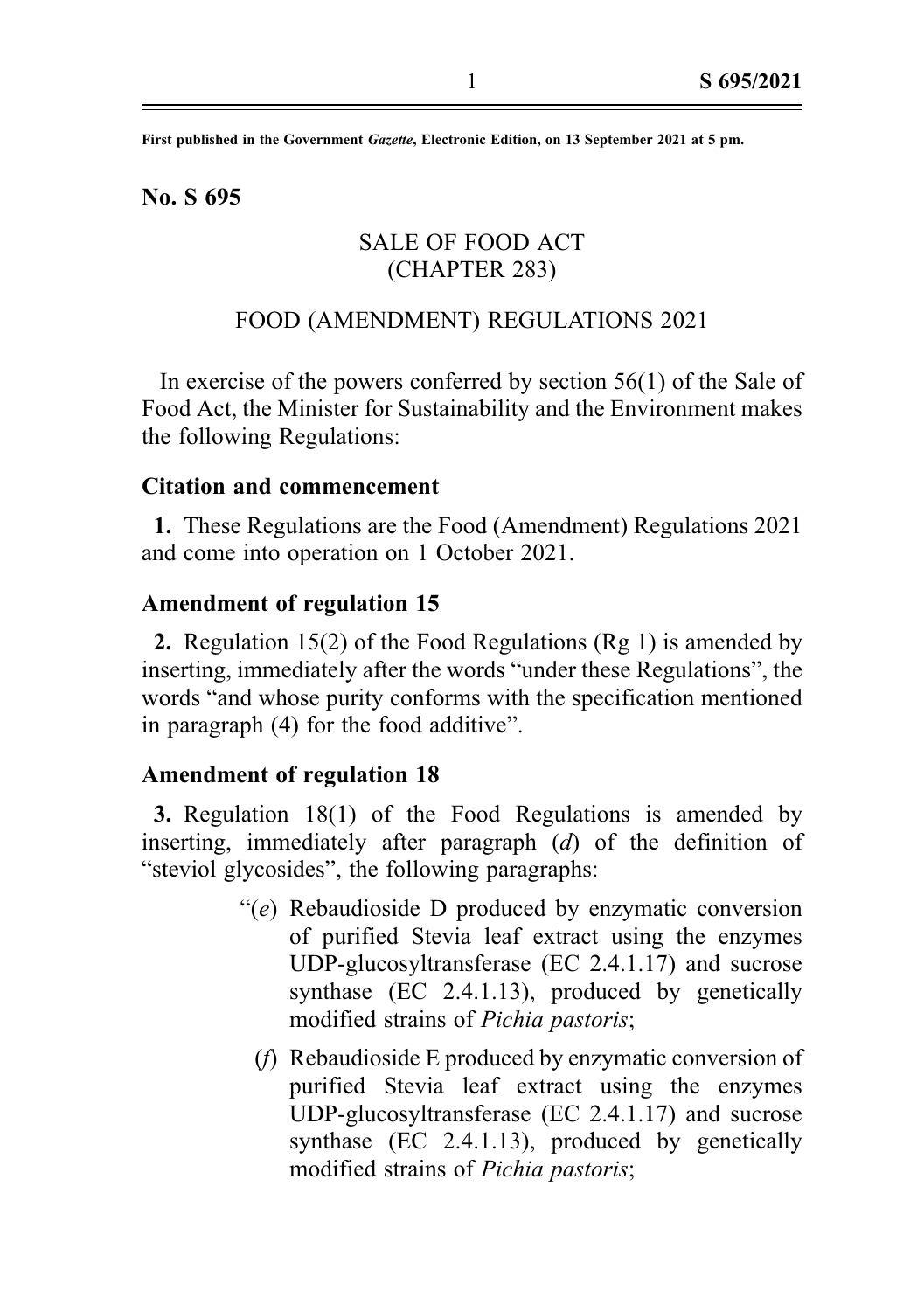First published in the Government *Gazette*, Electronic Edition, on 13 September 2021 at 5 pm.

**No. S 695**

SALE OF FOOD ACT
(CHAPTER 283)

FOOD (AMENDMENT) REGULATIONS 2021

In exercise of the powers conferred by section 56(1) of the Sale of Food Act, the Minister for Sustainability and the Environment makes the following Regulations:

**Citation and commencement**

**1.** These Regulations are the Food (Amendment) Regulations 2021 and come into operation on 1 October 2021.

**Amendment of regulation 15**

**2.** Regulation 15(2) of the Food Regulations (Rg 1) is amended by inserting, immediately after the words "under these Regulations", the words "and whose purity conforms with the specification mentioned in paragraph (4) for the food additive".

**Amendment of regulation 18**

**3.** Regulation 18(1) of the Food Regulations is amended by inserting, immediately after paragraph (*d*) of the definition of "steviol glycosides", the following paragraphs:

"(*e*) Rebaudioside D produced by enzymatic conversion of purified Stevia leaf extract using the enzymes UDP-glucosyltransferase (EC 2.4.1.17) and sucrose synthase (EC 2.4.1.13), produced by genetically modified strains of *Pichia pastoris*;

(*f*) Rebaudioside E produced by enzymatic conversion of purified Stevia leaf extract using the enzymes UDP-glucosyltransferase (EC 2.4.1.17) and sucrose synthase (EC 2.4.1.13), produced by genetically modified strains of *Pichia pastoris*;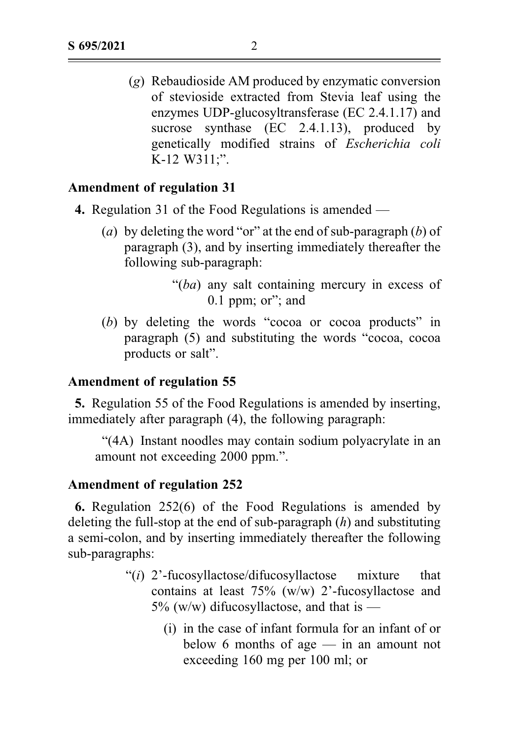(*g*) Rebaudioside AM produced by enzymatic conversion of stevioside extracted from Stevia leaf using the enzymes UDP-glucosyltransferase (EC 2.4.1.17) and sucrose synthase (EC 2.4.1.13), produced by genetically modified strains of *Escherichia coli* K-12 W311;".

**Amendment of regulation 31**

**4.** Regulation 31 of the Food Regulations is amended —

(*a*) by deleting the word "or" at the end of sub-paragraph (*b*) of paragraph (3), and by inserting immediately thereafter the following sub-paragraph:

"(*ba*) any salt containing mercury in excess of 0.1 ppm; or"; and

(*b*) by deleting the words "cocoa or cocoa products" in paragraph (5) and substituting the words "cocoa, cocoa products or salt".

**Amendment of regulation 55**

**5.** Regulation 55 of the Food Regulations is amended by inserting, immediately after paragraph (4), the following paragraph:

"(4A) Instant noodles may contain sodium polyacrylate in an amount not exceeding 2000 ppm.".

**Amendment of regulation 252**

**6.** Regulation 252(6) of the Food Regulations is amended by deleting the full-stop at the end of sub-paragraph (*h*) and substituting a semi-colon, and by inserting immediately thereafter the following sub-paragraphs:

"(*i*) 2'-fucosyllactose/difucosyllactose mixture that contains at least 75% (w/w) 2'-fucosyllactose and 5% (w/w) difucosyllactose, and that is —

(i) in the case of infant formula for an infant of or below 6 months of age — in an amount not exceeding 160 mg per 100 ml; or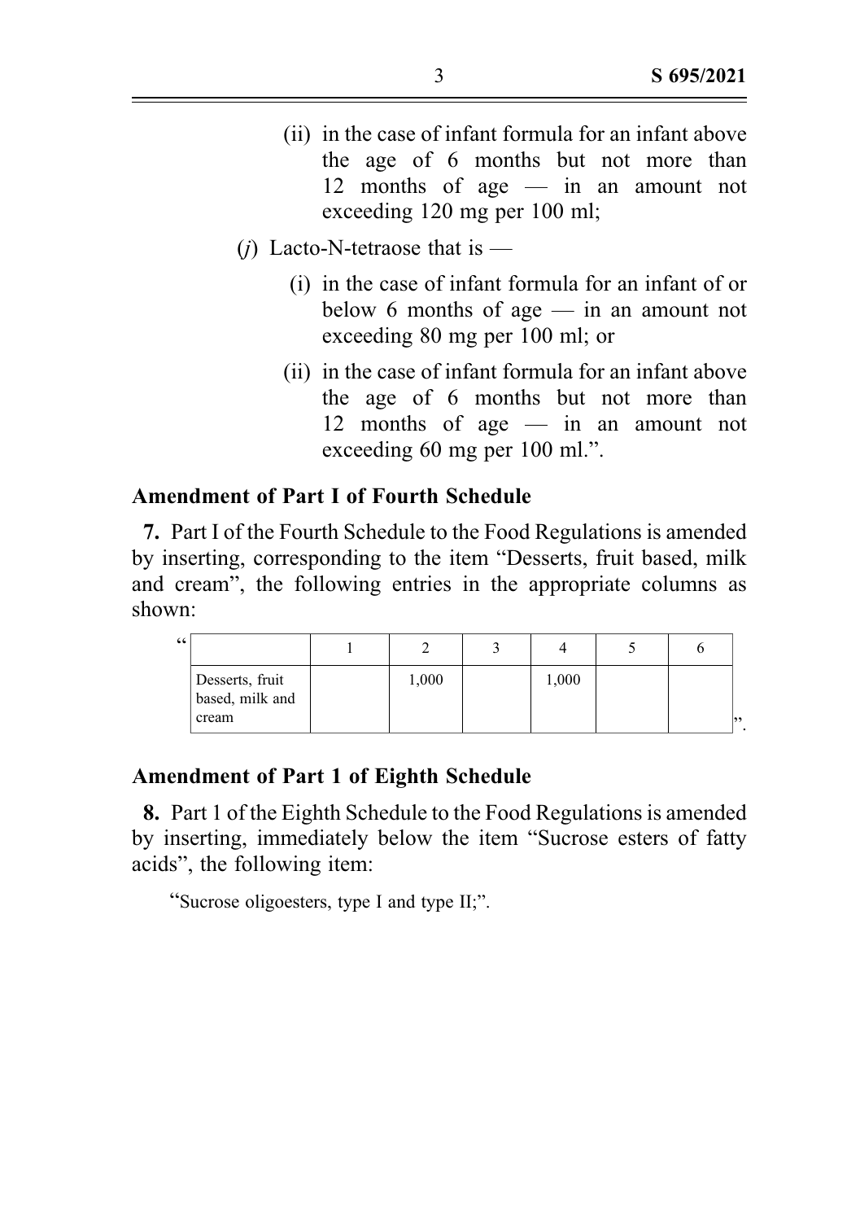(ii) in the case of infant formula for an infant above the age of 6 months but not more than 12 months of age — in an amount not exceeding 120 mg per 100 ml;

(*j*) Lacto-N-tetraose that is —

(i) in the case of infant formula for an infant of or below 6 months of age — in an amount not exceeding 80 mg per 100 ml; or

(ii) in the case of infant formula for an infant above the age of 6 months but not more than 12 months of age — in an amount not exceeding 60 mg per 100 ml.".

### Amendment of Part I of Fourth Schedule

**7.** Part I of the Fourth Schedule to the Food Regulations is amended by inserting, corresponding to the item "Desserts, fruit based, milk and cream", the following entries in the appropriate columns as shown:

"

| | 1 | 2 | 3 | 4 | 5 | 6 |
|---|---|---|---|---|---|---|
| Desserts, fruit based, milk and cream | | 1,000 | | 1,000 | | |

".

### Amendment of Part 1 of Eighth Schedule

**8.** Part 1 of the Eighth Schedule to the Food Regulations is amended by inserting, immediately below the item "Sucrose esters of fatty acids", the following item:

"Sucrose oligoesters, type I and type II;".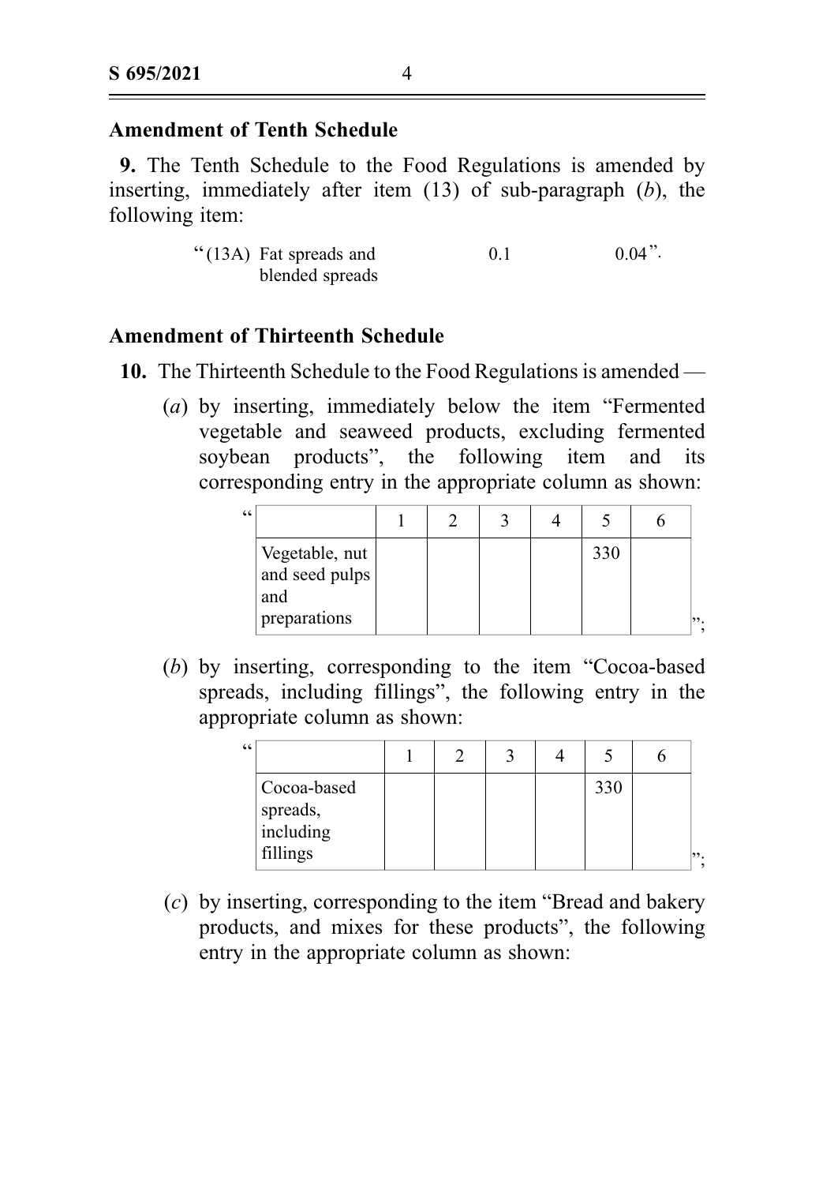**Amendment of Tenth Schedule**

**9.** The Tenth Schedule to the Food Regulations is amended by inserting, immediately after item (13) of sub-paragraph (*b*), the following item:

"(13A) Fat spreads and blended spreads &nbsp;&nbsp;&nbsp; 0.1 &nbsp;&nbsp;&nbsp; 0.04".

**Amendment of Thirteenth Schedule**

**10.** The Thirteenth Schedule to the Food Regulations is amended —

(*a*) by inserting, immediately below the item "Fermented vegetable and seaweed products, excluding fermented soybean products", the following item and its corresponding entry in the appropriate column as shown:

"

| | 1 | 2 | 3 | 4 | 5 | 6 |
|---|---|---|---|---|---|---|
| Vegetable, nut and seed pulps and preparations | | | | | 330 | |

";

(*b*) by inserting, corresponding to the item "Cocoa-based spreads, including fillings", the following entry in the appropriate column as shown:

"

| | 1 | 2 | 3 | 4 | 5 | 6 |
|---|---|---|---|---|---|---|
| Cocoa-based spreads, including fillings | | | | | 330 | |

";

(*c*) by inserting, corresponding to the item "Bread and bakery products, and mixes for these products", the following entry in the appropriate column as shown: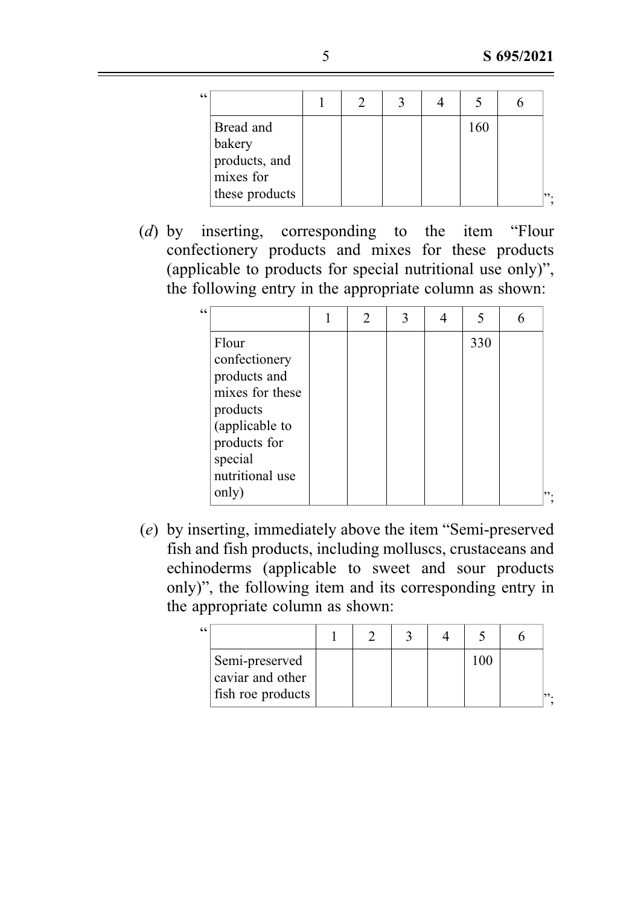“

| | 1 | 2 | 3 | 4 | 5 | 6 |
|---|---|---|---|---|---|---|
| Bread and bakery products, and mixes for these products | | | | | 160 | |

”;

(*d*) by inserting, corresponding to the item “Flour confectionery products and mixes for these products (applicable to products for special nutritional use only)”, the following entry in the appropriate column as shown:

“

| | 1 | 2 | 3 | 4 | 5 | 6 |
|---|---|---|---|---|---|---|
| Flour confectionery products and mixes for these products (applicable to products for special nutritional use only) | | | | | 330 | |

”;

(*e*) by inserting, immediately above the item “Semi-preserved fish and fish products, including molluscs, crustaceans and echinoderms (applicable to sweet and sour products only)”, the following item and its corresponding entry in the appropriate column as shown:

“

| | 1 | 2 | 3 | 4 | 5 | 6 |
|---|---|---|---|---|---|---|
| Semi-preserved caviar and other fish roe products | | | | | 100 | |

”;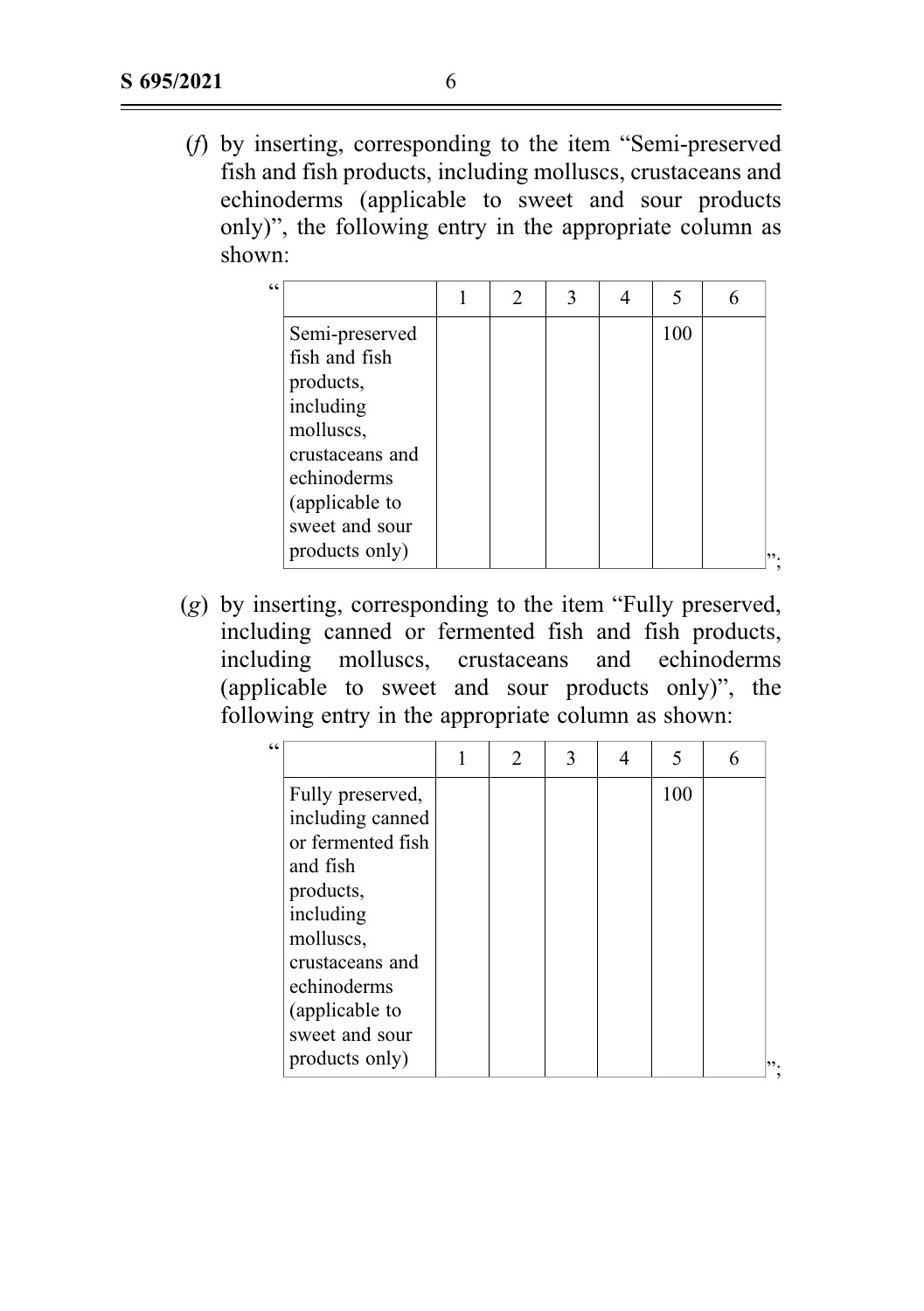(*f*) by inserting, corresponding to the item "Semi-preserved fish and fish products, including molluscs, crustaceans and echinoderms (applicable to sweet and sour products only)", the following entry in the appropriate column as shown:

"

| | 1 | 2 | 3 | 4 | 5 | 6 |
|---|---|---|---|---|---|---|
| Semi-preserved fish and fish products, including molluscs, crustaceans and echinoderms (applicable to sweet and sour products only) | | | | | 100 | |

";

(*g*) by inserting, corresponding to the item "Fully preserved, including canned or fermented fish and fish products, including molluscs, crustaceans and echinoderms (applicable to sweet and sour products only)", the following entry in the appropriate column as shown:

"

| | 1 | 2 | 3 | 4 | 5 | 6 |
|---|---|---|---|---|---|---|
| Fully preserved, including canned or fermented fish and fish products, including molluscs, crustaceans and echinoderms (applicable to sweet and sour products only) | | | | | 100 | |

";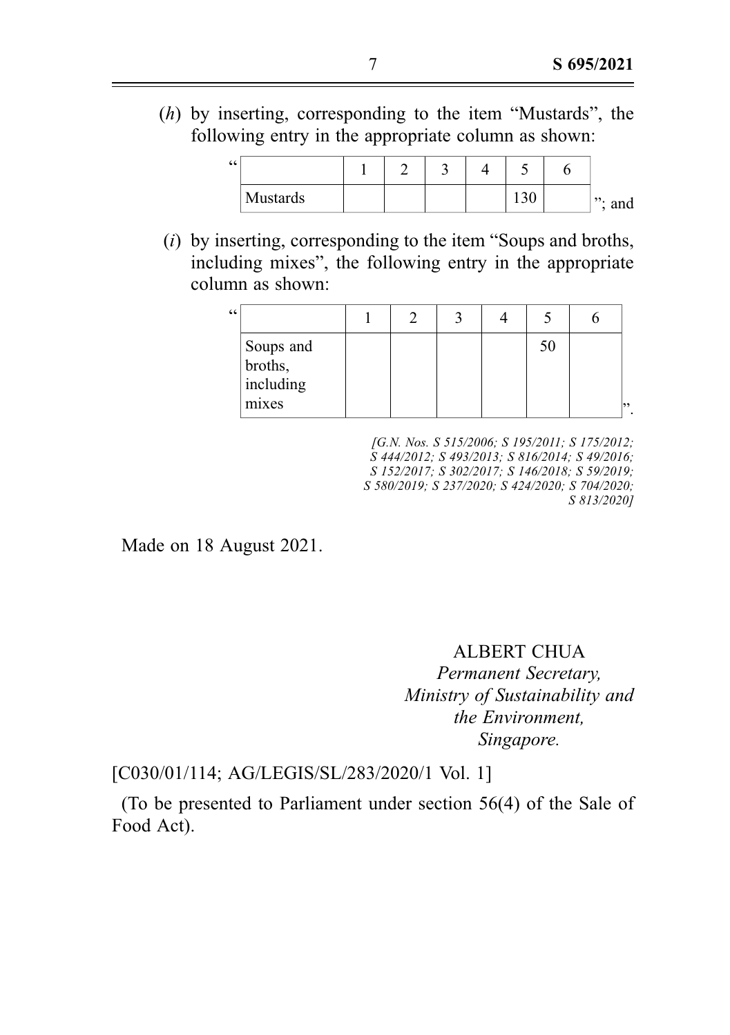(*h*) by inserting, corresponding to the item "Mustards", the following entry in the appropriate column as shown:

"

| | 1 | 2 | 3 | 4 | 5 | 6 |
|---|---|---|---|---|---|---|
| Mustards | | | | | 130 | |

"; and

(*i*) by inserting, corresponding to the item "Soups and broths, including mixes", the following entry in the appropriate column as shown:

"

| | 1 | 2 | 3 | 4 | 5 | 6 |
|---|---|---|---|---|---|---|
| Soups and broths, including mixes | | | | | 50 | |

".

*[G.N. Nos. S 515/2006; S 195/2011; S 175/2012; S 444/2012; S 493/2013; S 816/2014; S 49/2016; S 152/2017; S 302/2017; S 146/2018; S 59/2019; S 580/2019; S 237/2020; S 424/2020; S 704/2020; S 813/2020]*

Made on 18 August 2021.

ALBERT CHUA
*Permanent Secretary,*
*Ministry of Sustainability and the Environment,*
*Singapore.*

[C030/01/114; AG/LEGIS/SL/283/2020/1 Vol. 1]

(To be presented to Parliament under section 56(4) of the Sale of Food Act).